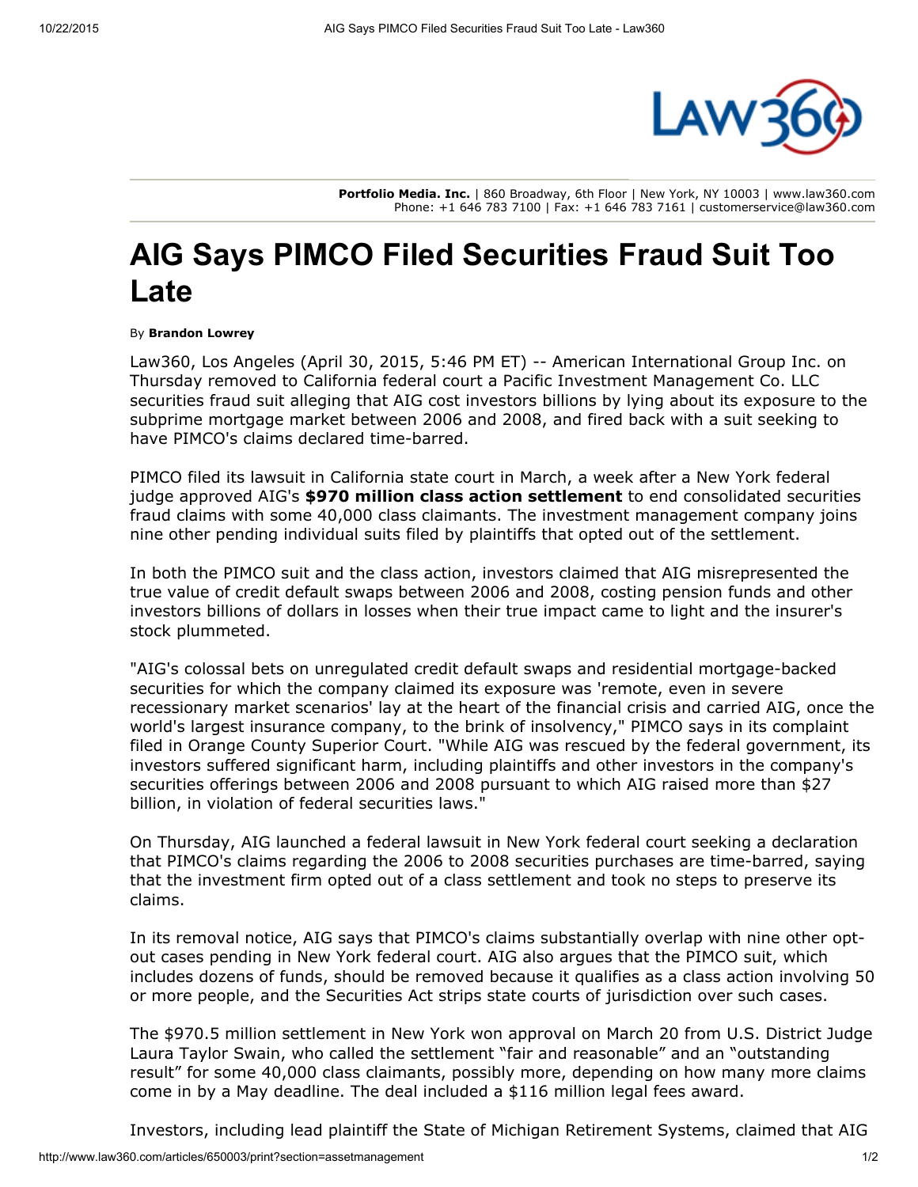Portfolio Media. Inc. | 860 Broadway, 6th Floor | New York, NY 10003 | www.law360.com
Phone: +1 646 783 7100 | Fax: +1 646 783 7161 | customerservice@law360.com

# AIG Says PIMCO Filed Securities Fraud Suit Too Late

By **Brandon Lowrey**

Law360, Los Angeles (April 30, 2015, 5:46 PM ET) -- American International Group Inc. on Thursday removed to California federal court a Pacific Investment Management Co. LLC securities fraud suit alleging that AIG cost investors billions by lying about its exposure to the subprime mortgage market between 2006 and 2008, and fired back with a suit seeking to have PIMCO's claims declared time-barred.

PIMCO filed its lawsuit in California state court in March, a week after a New York federal judge approved AIG's **$970 million class action settlement** to end consolidated securities fraud claims with some 40,000 class claimants. The investment management company joins nine other pending individual suits filed by plaintiffs that opted out of the settlement.

In both the PIMCO suit and the class action, investors claimed that AIG misrepresented the true value of credit default swaps between 2006 and 2008, costing pension funds and other investors billions of dollars in losses when their true impact came to light and the insurer's stock plummeted.

"AIG's colossal bets on unregulated credit default swaps and residential mortgage-backed securities for which the company claimed its exposure was 'remote, even in severe recessionary market scenarios' lay at the heart of the financial crisis and carried AIG, once the world's largest insurance company, to the brink of insolvency," PIMCO says in its complaint filed in Orange County Superior Court. "While AIG was rescued by the federal government, its investors suffered significant harm, including plaintiffs and other investors in the company's securities offerings between 2006 and 2008 pursuant to which AIG raised more than $27 billion, in violation of federal securities laws."

On Thursday, AIG launched a federal lawsuit in New York federal court seeking a declaration that PIMCO's claims regarding the 2006 to 2008 securities purchases are time-barred, saying that the investment firm opted out of a class settlement and took no steps to preserve its claims.

In its removal notice, AIG says that PIMCO's claims substantially overlap with nine other opt-out cases pending in New York federal court. AIG also argues that the PIMCO suit, which includes dozens of funds, should be removed because it qualifies as a class action involving 50 or more people, and the Securities Act strips state courts of jurisdiction over such cases.

The $970.5 million settlement in New York won approval on March 20 from U.S. District Judge Laura Taylor Swain, who called the settlement "fair and reasonable" and an "outstanding result" for some 40,000 class claimants, possibly more, depending on how many more claims come in by a May deadline. The deal included a $116 million legal fees award.

Investors, including lead plaintiff the State of Michigan Retirement Systems, claimed that AIG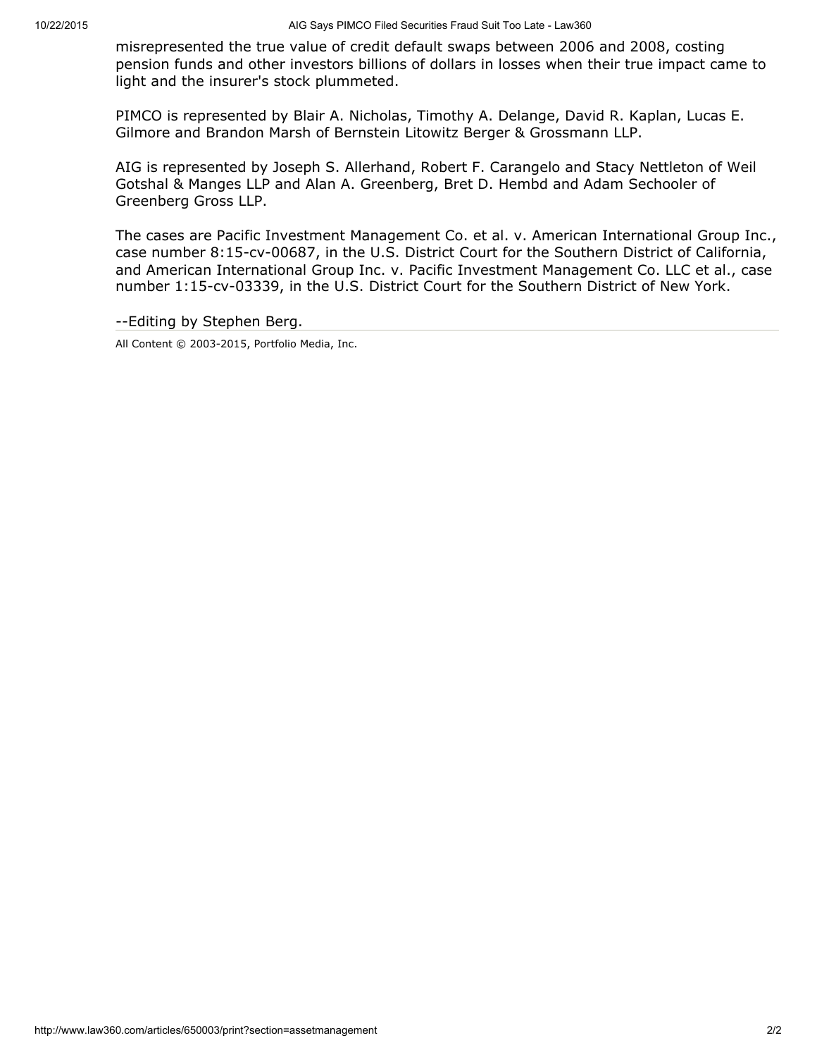misrepresented the true value of credit default swaps between 2006 and 2008, costing pension funds and other investors billions of dollars in losses when their true impact came to light and the insurer's stock plummeted.

PIMCO is represented by Blair A. Nicholas, Timothy A. Delange, David R. Kaplan, Lucas E. Gilmore and Brandon Marsh of Bernstein Litowitz Berger & Grossmann LLP.

AIG is represented by Joseph S. Allerhand, Robert F. Carangelo and Stacy Nettleton of Weil Gotshal & Manges LLP and Alan A. Greenberg, Bret D. Hembd and Adam Sechooler of Greenberg Gross LLP.

The cases are Pacific Investment Management Co. et al. v. American International Group Inc., case number 8:15-cv-00687, in the U.S. District Court for the Southern District of California, and American International Group Inc. v. Pacific Investment Management Co. LLC et al., case number 1:15-cv-03339, in the U.S. District Court for the Southern District of New York.

--Editing by Stephen Berg.

All Content © 2003-2015, Portfolio Media, Inc.